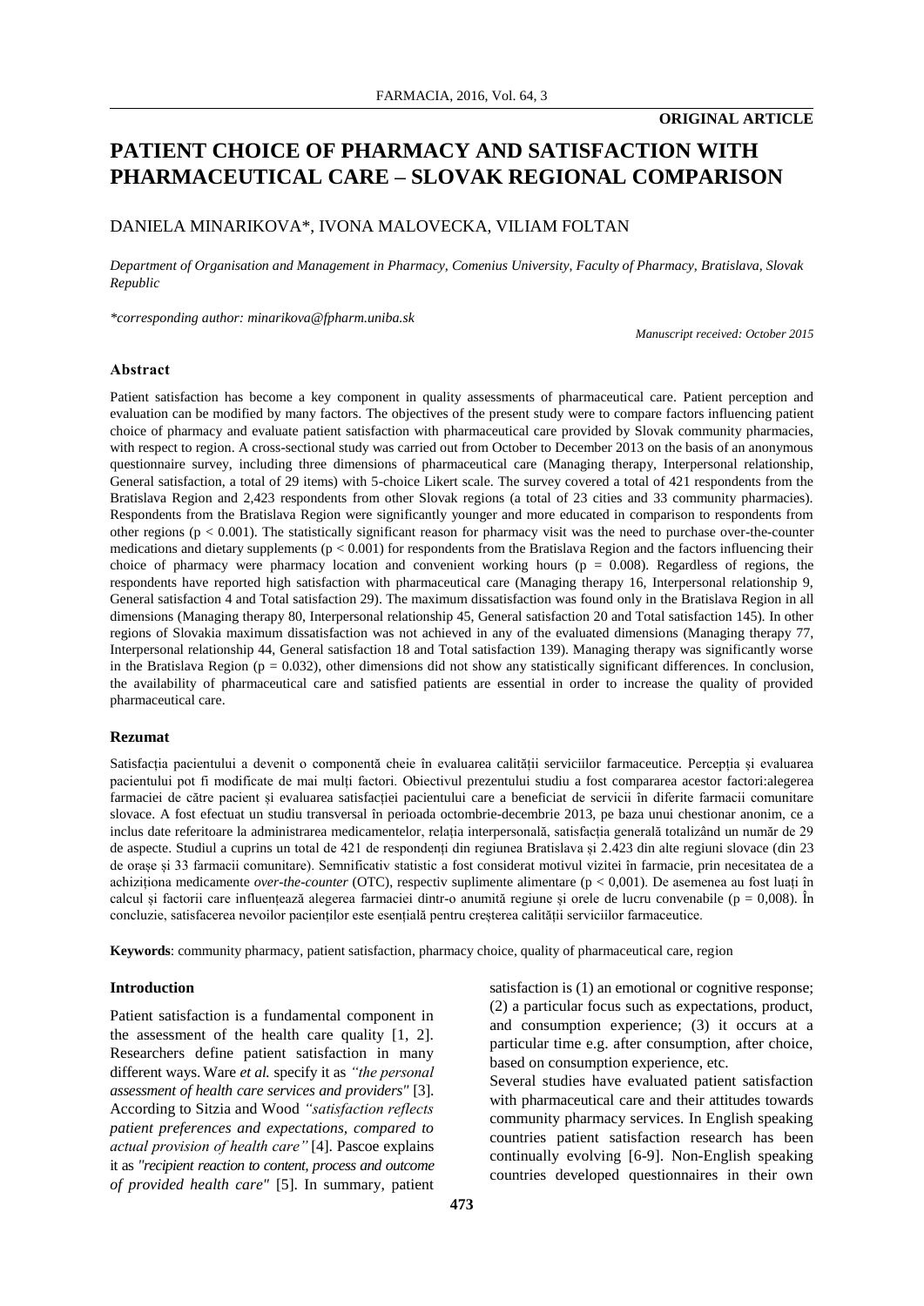**ORIGINAL ARTICLE**

# PATIENT CHOICE OF PHARMACY AND SATISFACTION WITH PHARMACEUTICAL CARE – SLOVAK REGIONAL COMPARISON

DANIELA MINARIKOVA*, IVONA MALOVECKA, VILIAM FOLTAN

*Department of Organisation and Management in Pharmacy, Comenius University, Faculty of Pharmacy, Bratislava, Slovak Republic*

*\*corresponding author: minarikova@fpharm.uniba.sk*

*Manuscript received: October 2015*

### Abstract

Patient satisfaction has become a key component in quality assessments of pharmaceutical care. Patient perception and evaluation can be modified by many factors. The objectives of the present study were to compare factors influencing patient choice of pharmacy and evaluate patient satisfaction with pharmaceutical care provided by Slovak community pharmacies, with respect to region. A cross-sectional study was carried out from October to December 2013 on the basis of an anonymous questionnaire survey, including three dimensions of pharmaceutical care (Managing therapy, Interpersonal relationship, General satisfaction, a total of 29 items) with 5-choice Likert scale. The survey covered a total of 421 respondents from the Bratislava Region and 2,423 respondents from other Slovak regions (a total of 23 cities and 33 community pharmacies). Respondents from the Bratislava Region were significantly younger and more educated in comparison to respondents from other regions ($p < 0.001$). The statistically significant reason for pharmacy visit was the need to purchase over-the-counter medications and dietary supplements ($p < 0.001$) for respondents from the Bratislava Region and the factors influencing their choice of pharmacy were pharmacy location and convenient working hours ($p = 0.008$). Regardless of regions, the respondents have reported high satisfaction with pharmaceutical care (Managing therapy 16, Interpersonal relationship 9, General satisfaction 4 and Total satisfaction 29). The maximum dissatisfaction was found only in the Bratislava Region in all dimensions (Managing therapy 80, Interpersonal relationship 45, General satisfaction 20 and Total satisfaction 145). In other regions of Slovakia maximum dissatisfaction was not achieved in any of the evaluated dimensions (Managing therapy 77, Interpersonal relationship 44, General satisfaction 18 and Total satisfaction 139). Managing therapy was significantly worse in the Bratislava Region ($p = 0.032$), other dimensions did not show any statistically significant differences. In conclusion, the availability of pharmaceutical care and satisfied patients are essential in order to increase the quality of provided pharmaceutical care.

### Rezumat

Satisfacția pacientului a devenit o componentă cheie în evaluarea calității serviciilor farmaceutice. Percepția și evaluarea pacientului pot fi modificate de mai mulți factori. Obiectivul prezentului studiu a fost compararea acestor factori:alegerea farmaciei de către pacient și evaluarea satisfacției pacientului care a beneficiat de servicii în diferite farmacii comunitare slovace. A fost efectuat un studiu transversal în perioada octombrie-decembrie 2013, pe baza unui chestionar anonim, ce a inclus date referitoare la administrarea medicamentelor, relația interpersonală, satisfacția generală totalizând un număr de 29 de aspecte. Studiul a cuprins un total de 421 de respondenți din regiunea Bratislava și 2.423 din alte regiuni slovace (din 23 de orașe și 33 farmacii comunitare). Semnificativ statistic a fost considerat motivul vizitei în farmacie, prin necesitatea de a achiziționa medicamente *over-the-counter* (OTC), respectiv suplimente alimentare ($p < 0,001$). De asemenea au fost luați în calcul și factorii care influențează alegerea farmaciei dintr-o anumită regiune și orele de lucru convenabile ($p = 0,008$). În concluzie, satisfacerea nevoilor pacienților este esențială pentru creșterea calității serviciilor farmaceutice.

**Keywords**: community pharmacy, patient satisfaction, pharmacy choice, quality of pharmaceutical care, region

### Introduction

Patient satisfaction is a fundamental component in the assessment of the health care quality [1, 2]. Researchers define patient satisfaction in many different ways. Ware *et al.* specify it as *"the personal assessment of health care services and providers"* [3]. According to Sitzia and Wood *"satisfaction reflects patient preferences and expectations, compared to actual provision of health care"* [4]. Pascoe explains it as *"recipient reaction to content, process and outcome of provided health care"* [5]. In summary, patient satisfaction is (1) an emotional or cognitive response; (2) a particular focus such as expectations, product, and consumption experience; (3) it occurs at a particular time e.g. after consumption, after choice, based on consumption experience, etc.

Several studies have evaluated patient satisfaction with pharmaceutical care and their attitudes towards community pharmacy services. In English speaking countries patient satisfaction research has been continually evolving [6-9]. Non-English speaking countries developed questionnaires in their own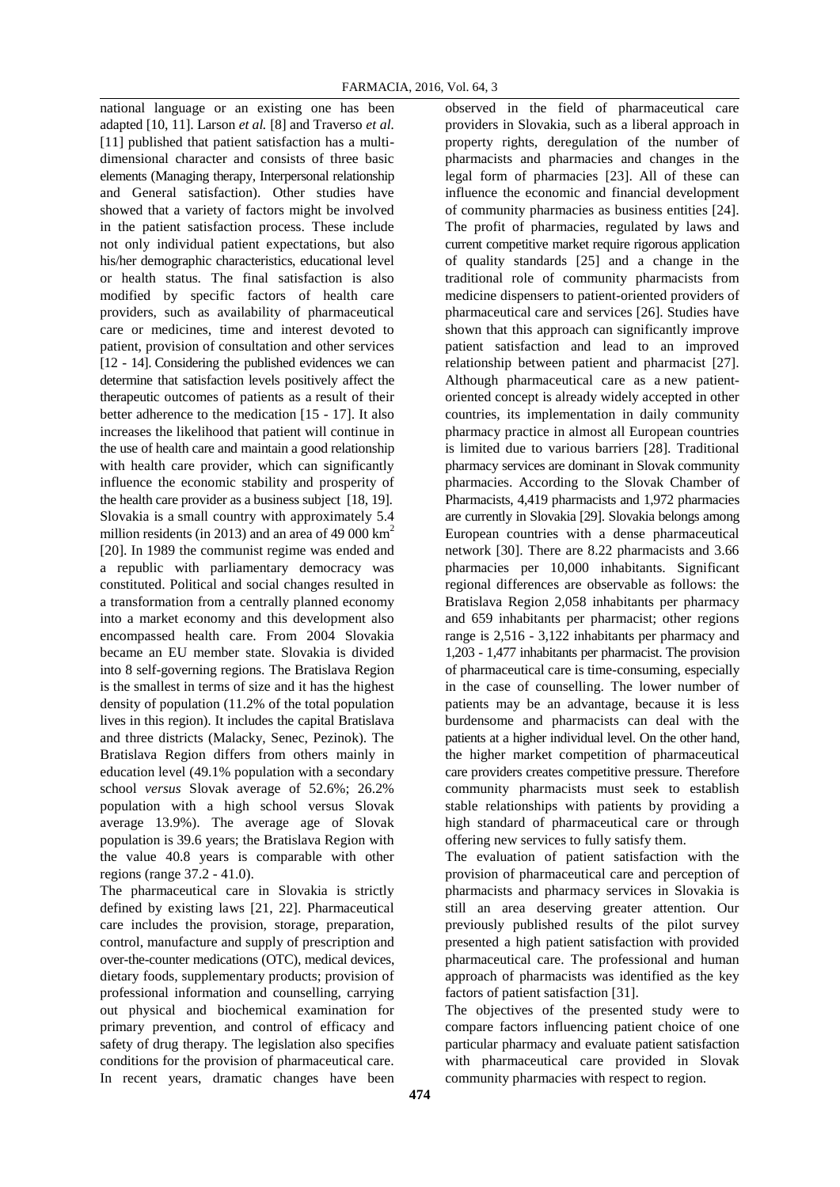national language or an existing one has been adapted [10, 11]. Larson *et al.* [8] and Traverso *et al.* [11] published that patient satisfaction has a multidimensional character and consists of three basic elements (Managing therapy, Interpersonal relationship and General satisfaction). Other studies have showed that a variety of factors might be involved in the patient satisfaction process. These include not only individual patient expectations, but also his/her demographic characteristics, educational level or health status. The final satisfaction is also modified by specific factors of health care providers, such as availability of pharmaceutical care or medicines, time and interest devoted to patient, provision of consultation and other services [12 - 14]. Considering the published evidences we can determine that satisfaction levels positively affect the therapeutic outcomes of patients as a result of their better adherence to the medication [15 - 17]. It also increases the likelihood that patient will continue in the use of health care and maintain a good relationship with health care provider, which can significantly influence the economic stability and prosperity of the health care provider as a business subject [18, 19].

Slovakia is a small country with approximately 5.4 million residents (in 2013) and an area of 49 000 $km^2$ [20]. In 1989 the communist regime was ended and a republic with parliamentary democracy was constituted. Political and social changes resulted in a transformation from a centrally planned economy into a market economy and this development also encompassed health care. From 2004 Slovakia became an EU member state. Slovakia is divided into 8 self-governing regions. The Bratislava Region is the smallest in terms of size and it has the highest density of population (11.2% of the total population lives in this region). It includes the capital Bratislava and three districts (Malacky, Senec, Pezinok). The Bratislava Region differs from others mainly in education level (49.1% population with a secondary school *versus* Slovak average of 52.6%; 26.2% population with a high school versus Slovak average 13.9%). The average age of Slovak population is 39.6 years; the Bratislava Region with the value 40.8 years is comparable with other regions (range 37.2 - 41.0).

The pharmaceutical care in Slovakia is strictly defined by existing laws [21, 22]. Pharmaceutical care includes the provision, storage, preparation, control, manufacture and supply of prescription and over-the-counter medications (OTC), medical devices, dietary foods, supplementary products; provision of professional information and counselling, carrying out physical and biochemical examination for primary prevention, and control of efficacy and safety of drug therapy. The legislation also specifies conditions for the provision of pharmaceutical care. In recent years, dramatic changes have been observed in the field of pharmaceutical care providers in Slovakia, such as a liberal approach in property rights, deregulation of the number of pharmacists and pharmacies and changes in the legal form of pharmacies [23]. All of these can influence the economic and financial development of community pharmacies as business entities [24]. The profit of pharmacies, regulated by laws and current competitive market require rigorous application of quality standards [25] and a change in the traditional role of community pharmacists from medicine dispensers to patient-oriented providers of pharmaceutical care and services [26]. Studies have shown that this approach can significantly improve patient satisfaction and lead to an improved relationship between patient and pharmacist [27]. Although pharmaceutical care as a new patient-oriented concept is already widely accepted in other countries, its implementation in daily community pharmacy practice in almost all European countries is limited due to various barriers [28]. Traditional pharmacy services are dominant in Slovak community pharmacies. According to the Slovak Chamber of Pharmacists, 4,419 pharmacists and 1,972 pharmacies are currently in Slovakia [29]. Slovakia belongs among European countries with a dense pharmaceutical network [30]. There are 8.22 pharmacists and 3.66 pharmacies per 10,000 inhabitants. Significant regional differences are observable as follows: the Bratislava Region 2,058 inhabitants per pharmacy and 659 inhabitants per pharmacist; other regions range is 2,516 - 3,122 inhabitants per pharmacy and 1,203 - 1,477 inhabitants per pharmacist. The provision of pharmaceutical care is time-consuming, especially in the case of counselling. The lower number of patients may be an advantage, because it is less burdensome and pharmacists can deal with the patients at a higher individual level. On the other hand, the higher market competition of pharmaceutical care providers creates competitive pressure. Therefore community pharmacists must seek to establish stable relationships with patients by providing a high standard of pharmaceutical care or through offering new services to fully satisfy them.

The evaluation of patient satisfaction with the provision of pharmaceutical care and perception of pharmacists and pharmacy services in Slovakia is still an area deserving greater attention. Our previously published results of the pilot survey presented a high patient satisfaction with provided pharmaceutical care. The professional and human approach of pharmacists was identified as the key factors of patient satisfaction [31].

The objectives of the presented study were to compare factors influencing patient choice of one particular pharmacy and evaluate patient satisfaction with pharmaceutical care provided in Slovak community pharmacies with respect to region.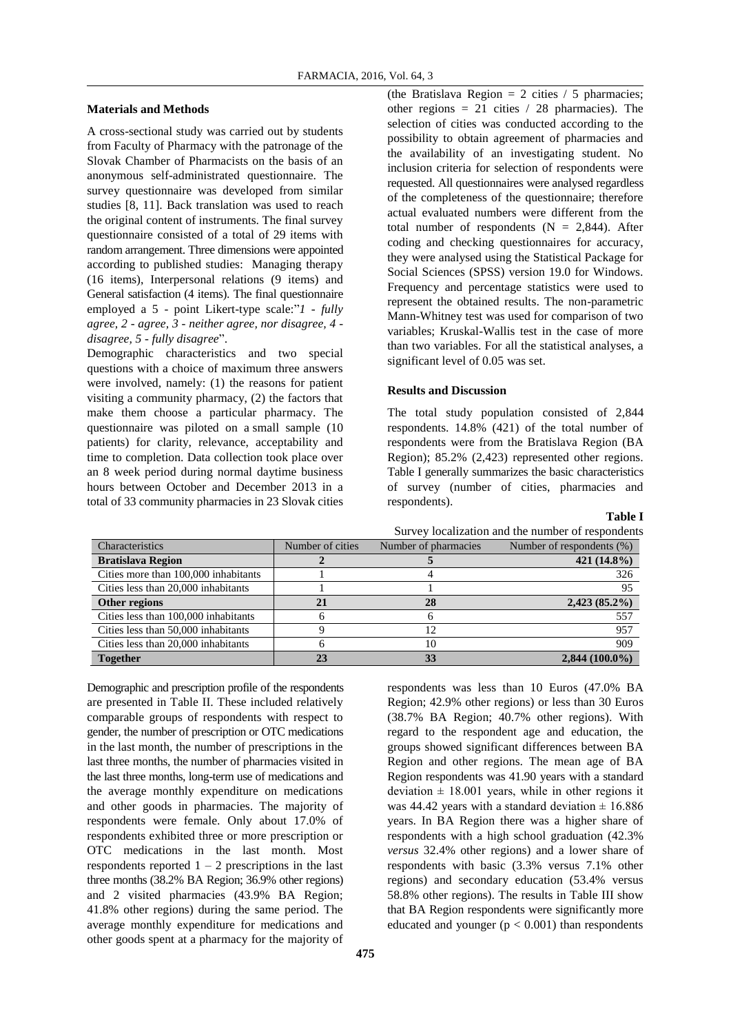## Materials and Methods

A cross-sectional study was carried out by students from Faculty of Pharmacy with the patronage of the Slovak Chamber of Pharmacists on the basis of an anonymous self-administrated questionnaire. The survey questionnaire was developed from similar studies [8, 11]. Back translation was used to reach the original content of instruments. The final survey questionnaire consisted of a total of 29 items with random arrangement. Three dimensions were appointed according to published studies: Managing therapy (16 items), Interpersonal relations (9 items) and General satisfaction (4 items). The final questionnaire employed a 5 - point Likert-type scale:"*1 - fully agree, 2 - agree, 3 - neither agree, nor disagree, 4 - disagree, 5 - fully disagree*".

Demographic characteristics and two special questions with a choice of maximum three answers were involved, namely: (1) the reasons for patient visiting a community pharmacy, (2) the factors that make them choose a particular pharmacy. The questionnaire was piloted on a small sample (10 patients) for clarity, relevance, acceptability and time to completion. Data collection took place over an 8 week period during normal daytime business hours between October and December 2013 in a total of 33 community pharmacies in 23 Slovak cities (the Bratislava Region = 2 cities / 5 pharmacies; other regions = 21 cities / 28 pharmacies). The selection of cities was conducted according to the possibility to obtain agreement of pharmacies and the availability of an investigating student. No inclusion criteria for selection of respondents were requested. All questionnaires were analysed regardless of the completeness of the questionnaire; therefore actual evaluated numbers were different from the total number of respondents (N = 2,844). After coding and checking questionnaires for accuracy, they were analysed using the Statistical Package for Social Sciences (SPSS) version 19.0 for Windows. Frequency and percentage statistics were used to represent the obtained results. The non-parametric Mann-Whitney test was used for comparison of two variables; Kruskal-Wallis test in the case of more than two variables. For all the statistical analyses, a significant level of 0.05 was set.

## Results and Discussion

The total study population consisted of 2,844 respondents. 14.8% (421) of the total number of respondents were from the Bratislava Region (BA Region); 85.2% (2,423) represented other regions. Table I generally summarizes the basic characteristics of survey (number of cities, pharmacies and respondents).

**Table I**

Survey localization and the number of respondents

| Characteristics | Number of cities | Number of pharmacies | Number of respondents (%) |
|---|---|---|---|
| **Bratislava Region** | **2** | **5** | **421 (14.8%)** |
| Cities more than 100,000 inhabitants | 1 | 4 | 326 |
| Cities less than 20,000 inhabitants | 1 | 1 | 95 |
| **Other regions** | **21** | **28** | **2,423 (85.2%)** |
| Cities less than 100,000 inhabitants | 6 | 6 | 557 |
| Cities less than 50,000 inhabitants | 9 | 12 | 957 |
| Cities less than 20,000 inhabitants | 6 | 10 | 909 |
| **Together** | **23** | **33** | **2,844 (100.0%)** |

Demographic and prescription profile of the respondents are presented in Table II. These included relatively comparable groups of respondents with respect to gender, the number of prescription or OTC medications in the last month, the number of prescriptions in the last three months, the number of pharmacies visited in the last three months, long-term use of medications and the average monthly expenditure on medications and other goods in pharmacies. The majority of respondents were female. Only about 17.0% of respondents exhibited three or more prescription or OTC medications in the last month. Most respondents reported 1 – 2 prescriptions in the last three months (38.2% BA Region; 36.9% other regions) and 2 visited pharmacies (43.9% BA Region; 41.8% other regions) during the same period. The average monthly expenditure for medications and other goods spent at a pharmacy for the majority of respondents was less than 10 Euros (47.0% BA Region; 42.9% other regions) or less than 30 Euros (38.7% BA Region; 40.7% other regions). With regard to the respondent age and education, the groups showed significant differences between BA Region and other regions. The mean age of BA Region respondents was 41.90 years with a standard deviation ± 18.001 years, while in other regions it was 44.42 years with a standard deviation ± 16.886 years. In BA Region there was a higher share of respondents with a high school graduation (42.3% *versus* 32.4% other regions) and a lower share of respondents with basic (3.3% versus 7.1% other regions) and secondary education (53.4% versus 58.8% other regions). The results in Table III show that BA Region respondents were significantly more educated and younger ($p < 0.001$) than respondents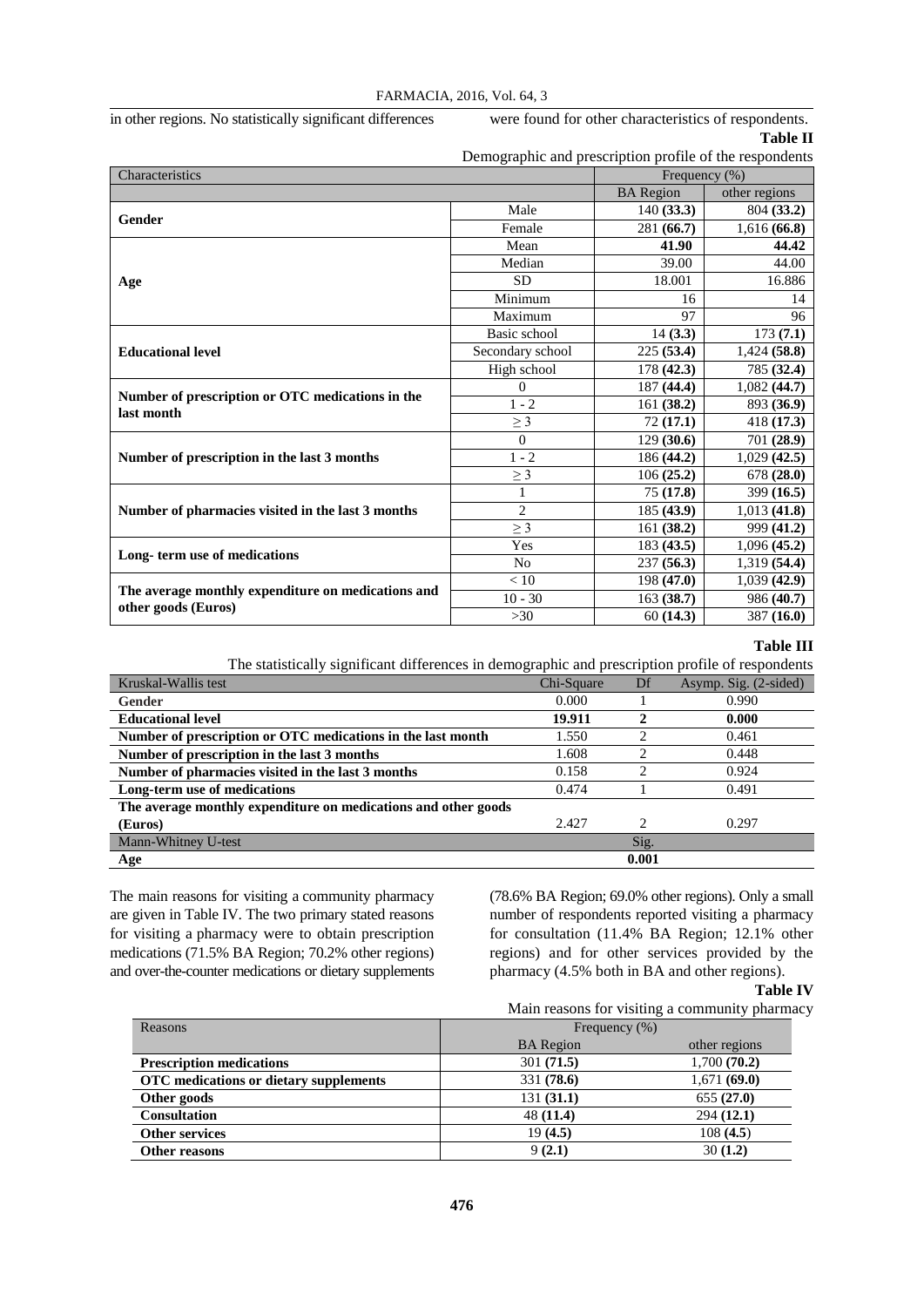in other regions. No statistically significant differences were found for other characteristics of respondents.

**Table II**

Demographic and prescription profile of the respondents

| Characteristics | | Frequency (%) | |
|---|---|---|---|
| | | BA Region | other regions |
| **Gender** | Male | 140 **(33.3)** | 804 **(33.2)** |
| | Female | 281 **(66.7)** | 1,616 **(66.8)** |
| **Age** | Mean | **41.90** | **44.42** |
| | Median | 39.00 | 44.00 |
| | SD | 18.001 | 16.886 |
| | Minimum | 16 | 14 |
| | Maximum | 97 | 96 |
| **Educational level** | Basic school | 14 **(3.3)** | 173 **(7.1)** |
| | Secondary school | 225 **(53.4)** | 1,424 **(58.8)** |
| | High school | 178 **(42.3)** | 785 **(32.4)** |
| **Number of prescription or OTC medications in the last month** | 0 | 187 **(44.4)** | 1,082 **(44.7)** |
| | 1 - 2 | 161 **(38.2)** | 893 **(36.9)** |
| | ≥ 3 | 72 **(17.1)** | 418 **(17.3)** |
| **Number of prescription in the last 3 months** | 0 | 129 **(30.6)** | 701 **(28.9)** |
| | 1 - 2 | 186 **(44.2)** | 1,029 **(42.5)** |
| | ≥ 3 | 106 **(25.2)** | 678 **(28.0)** |
| **Number of pharmacies visited in the last 3 months** | 1 | 75 **(17.8)** | 399 **(16.5)** |
| | 2 | 185 **(43.9)** | 1,013 **(41.8)** |
| | ≥ 3 | 161 **(38.2)** | 999 **(41.2)** |
| **Long- term use of medications** | Yes | 183 **(43.5)** | 1,096 **(45.2)** |
| | No | 237 **(56.3)** | 1,319 **(54.4)** |
| **The average monthly expenditure on medications and other goods (Euros)** | < 10 | 198 **(47.0)** | 1,039 **(42.9)** |
| | 10 - 30 | 163 **(38.7)** | 986 **(40.7)** |
| | >30 | 60 **(14.3)** | 387 **(16.0)** |

**Table III**

The statistically significant differences in demographic and prescription profile of respondents

| Kruskal-Wallis test | Chi-Square | Df | Asymp. Sig. (2-sided) |
|---|---|---|---|
| **Gender** | 0.000 | 1 | 0.990 |
| **Educational level** | **19.911** | **2** | **0.000** |
| **Number of prescription or OTC medications in the last month** | 1.550 | 2 | 0.461 |
| **Number of prescription in the last 3 months** | 1.608 | 2 | 0.448 |
| **Number of pharmacies visited in the last 3 months** | 0.158 | 2 | 0.924 |
| **Long-term use of medications** | 0.474 | 1 | 0.491 |
| **The average monthly expenditure on medications and other goods (Euros)** | 2.427 | 2 | 0.297 |
| Mann-Whitney U-test | | Sig. | |
| **Age** | | **0.001** | |

The main reasons for visiting a community pharmacy are given in Table IV. The two primary stated reasons for visiting a pharmacy were to obtain prescription medications (71.5% BA Region; 70.2% other regions) and over-the-counter medications or dietary supplements (78.6% BA Region; 69.0% other regions). Only a small number of respondents reported visiting a pharmacy for consultation (11.4% BA Region; 12.1% other regions) and for other services provided by the pharmacy (4.5% both in BA and other regions).

**Table IV**

Main reasons for visiting a community pharmacy

| Reasons | Frequency (%) | |
|---|---|---|
| | BA Region | other regions |
| **Prescription medications** | 301 **(71.5)** | 1,700 **(70.2)** |
| **OTC medications or dietary supplements** | 331 **(78.6)** | 1,671 **(69.0)** |
| **Other goods** | 131 **(31.1)** | 655 **(27.0)** |
| **Consultation** | 48 **(11.4)** | 294 **(12.1)** |
| **Other services** | 19 **(4.5)** | 108 **(4.5)** |
| **Other reasons** | 9 **(2.1)** | 30 **(1.2)** |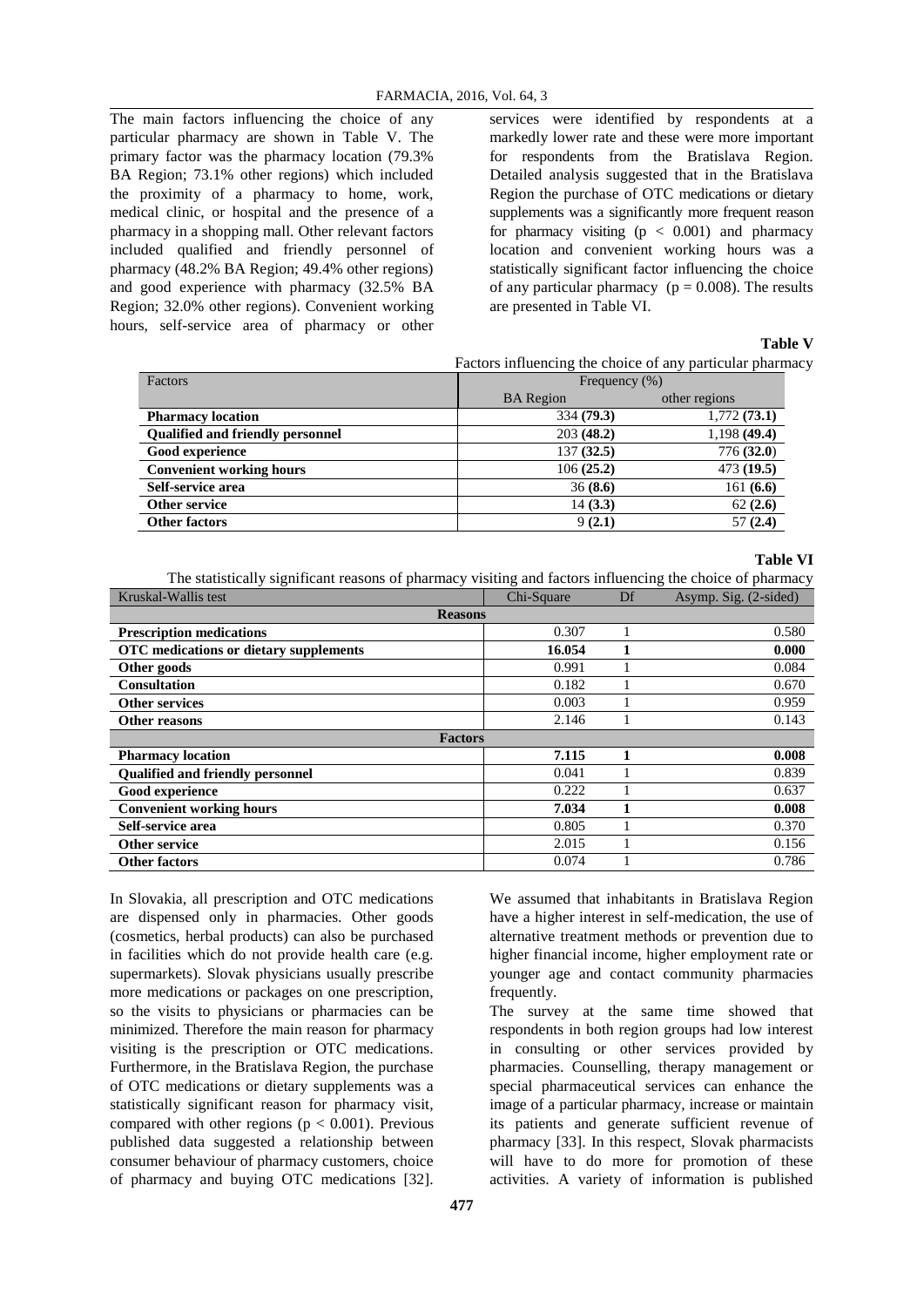The main factors influencing the choice of any particular pharmacy are shown in Table V. The primary factor was the pharmacy location (79.3% BA Region; 73.1% other regions) which included the proximity of a pharmacy to home, work, medical clinic, or hospital and the presence of a pharmacy in a shopping mall. Other relevant factors included qualified and friendly personnel of pharmacy (48.2% BA Region; 49.4% other regions) and good experience with pharmacy (32.5% BA Region; 32.0% other regions). Convenient working hours, self-service area of pharmacy or other services were identified by respondents at a markedly lower rate and these were more important for respondents from the Bratislava Region. Detailed analysis suggested that in the Bratislava Region the purchase of OTC medications or dietary supplements was a significantly more frequent reason for pharmacy visiting ($p < 0.001$) and pharmacy location and convenient working hours was a statistically significant factor influencing the choice of any particular pharmacy ($p = 0.008$). The results are presented in Table VI.

**Table V**

Factors influencing the choice of any particular pharmacy

| Factors | Frequency (%) | |
|---|---|---|
| | BA Region | other regions |
| **Pharmacy location** | 334 **(79.3)** | 1,772 **(73.1)** |
| **Qualified and friendly personnel** | 203 **(48.2)** | 1,198 **(49.4)** |
| **Good experience** | 137 **(32.5)** | 776 **(32.0)** |
| **Convenient working hours** | 106 **(25.2)** | 473 **(19.5)** |
| **Self-service area** | 36 **(8.6)** | 161 **(6.6)** |
| **Other service** | 14 **(3.3)** | 62 **(2.6)** |
| **Other factors** | 9 **(2.1)** | 57 **(2.4)** |

**Table VI**

The statistically significant reasons of pharmacy visiting and factors influencing the choice of pharmacy

| Kruskal-Wallis test | Chi-Square | Df | Asymp. Sig. (2-sided) |
|---|---|---|---|
| **Reasons** | | | |
| **Prescription medications** | 0.307 | 1 | 0.580 |
| **OTC medications or dietary supplements** | **16.054** | **1** | **0.000** |
| **Other goods** | 0.991 | 1 | 0.084 |
| **Consultation** | 0.182 | 1 | 0.670 |
| **Other services** | 0.003 | 1 | 0.959 |
| **Other reasons** | 2.146 | 1 | 0.143 |
| **Factors** | | | |
| **Pharmacy location** | **7.115** | **1** | **0.008** |
| **Qualified and friendly personnel** | 0.041 | 1 | 0.839 |
| **Good experience** | 0.222 | 1 | 0.637 |
| **Convenient working hours** | **7.034** | **1** | **0.008** |
| **Self-service area** | 0.805 | 1 | 0.370 |
| **Other service** | 2.015 | 1 | 0.156 |
| **Other factors** | 0.074 | 1 | 0.786 |

In Slovakia, all prescription and OTC medications are dispensed only in pharmacies. Other goods (cosmetics, herbal products) can also be purchased in facilities which do not provide health care (e.g. supermarkets). Slovak physicians usually prescribe more medications or packages on one prescription, so the visits to physicians or pharmacies can be minimized. Therefore the main reason for pharmacy visiting is the prescription or OTC medications. Furthermore, in the Bratislava Region, the purchase of OTC medications or dietary supplements was a statistically significant reason for pharmacy visit, compared with other regions ($p < 0.001$). Previous published data suggested a relationship between consumer behaviour of pharmacy customers, choice of pharmacy and buying OTC medications [32]. We assumed that inhabitants in Bratislava Region have a higher interest in self-medication, the use of alternative treatment methods or prevention due to higher financial income, higher employment rate or younger age and contact community pharmacies frequently.

The survey at the same time showed that respondents in both region groups had low interest in consulting or other services provided by pharmacies. Counselling, therapy management or special pharmaceutical services can enhance the image of a particular pharmacy, increase or maintain its patients and generate sufficient revenue of pharmacy [33]. In this respect, Slovak pharmacists will have to do more for promotion of these activities. A variety of information is published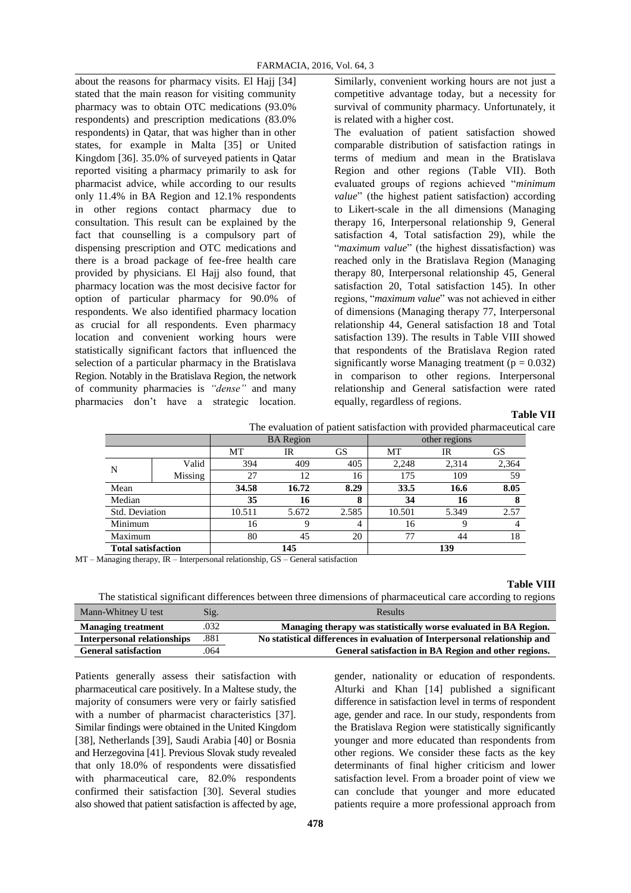about the reasons for pharmacy visits. El Hajj [34] stated that the main reason for visiting community pharmacy was to obtain OTC medications (93.0% respondents) and prescription medications (83.0% respondents) in Qatar, that was higher than in other states, for example in Malta [35] or United Kingdom [36]. 35.0% of surveyed patients in Qatar reported visiting a pharmacy primarily to ask for pharmacist advice, while according to our results only 11.4% in BA Region and 12.1% respondents in other regions contact pharmacy due to consultation. This result can be explained by the fact that counselling is a compulsory part of dispensing prescription and OTC medications and there is a broad package of fee-free health care provided by physicians. El Hajj also found, that pharmacy location was the most decisive factor for option of particular pharmacy for 90.0% of respondents. We also identified pharmacy location as crucial for all respondents. Even pharmacy location and convenient working hours were statistically significant factors that influenced the selection of a particular pharmacy in the Bratislava Region. Notably in the Bratislava Region, the network of community pharmacies is *"dense"* and many pharmacies don't have a strategic location. Similarly, convenient working hours are not just a competitive advantage today, but a necessity for survival of community pharmacy. Unfortunately, it is related with a higher cost.

The evaluation of patient satisfaction showed comparable distribution of satisfaction ratings in terms of medium and mean in the Bratislava Region and other regions (Table VII). Both evaluated groups of regions achieved "*minimum value*" (the highest patient satisfaction) according to Likert-scale in the all dimensions (Managing therapy 16, Interpersonal relationship 9, General satisfaction 4, Total satisfaction 29), while the "*maximum value*" (the highest dissatisfaction) was reached only in the Bratislava Region (Managing therapy 80, Interpersonal relationship 45, General satisfaction 20, Total satisfaction 145). In other regions, "*maximum value*" was not achieved in either of dimensions (Managing therapy 77, Interpersonal relationship 44, General satisfaction 18 and Total satisfaction 139). The results in Table VIII showed that respondents of the Bratislava Region rated significantly worse Managing treatment ($p = 0.032$) in comparison to other regions. Interpersonal relationship and General satisfaction were rated equally, regardless of regions.

**Table VII**

The evaluation of patient satisfaction with provided pharmaceutical care

| | | BA Region | | | other regions | | |
|---|---|---|---|---|---|---|---|
| | | MT | IR | GS | MT | IR | GS |
| N | Valid | 394 | 409 | 405 | 2,248 | 2,314 | 2,364 |
| | Missing | 27 | 12 | 16 | 175 | 109 | 59 |
| Mean | | **34.58** | **16.72** | **8.29** | **33.5** | **16.6** | **8.05** |
| Median | | **35** | **16** | **8** | **34** | **16** | **8** |
| Std. Deviation | | 10.511 | 5.672 | 2.585 | 10.501 | 5.349 | 2.57 |
| Minimum | | 16 | 9 | 4 | 16 | 9 | 4 |
| Maximum | | 80 | 45 | 20 | 77 | 44 | 18 |
| **Total satisfaction** | | **145** | | | **139** | | |

MT – Managing therapy, IR – Interpersonal relationship, GS – General satisfaction

**Table VIII**

The statistical significant differences between three dimensions of pharmaceutical care according to regions

| Mann-Whitney U test | Sig. | Results |
|---|---|---|
| **Managing treatment** | .032 | **Managing therapy was statistically worse evaluated in BA Region.** |
| **Interpersonal relationships** | .881 | **No statistical differences in evaluation of Interpersonal relationship and** |
| **General satisfaction** | .064 | **General satisfaction in BA Region and other regions.** |

Patients generally assess their satisfaction with pharmaceutical care positively. In a Maltese study, the majority of consumers were very or fairly satisfied with a number of pharmacist characteristics [37]. Similar findings were obtained in the United Kingdom [38], Netherlands [39], Saudi Arabia [40] or Bosnia and Herzegovina [41]. Previous Slovak study revealed that only 18.0% of respondents were dissatisfied with pharmaceutical care, 82.0% respondents confirmed their satisfaction [30]. Several studies also showed that patient satisfaction is affected by age, gender, nationality or education of respondents. Alturki and Khan [14] published a significant difference in satisfaction level in terms of respondent age, gender and race. In our study, respondents from the Bratislava Region were statistically significantly younger and more educated than respondents from other regions. We consider these facts as the key determinants of final higher criticism and lower satisfaction level. From a broader point of view we can conclude that younger and more educated patients require a more professional approach from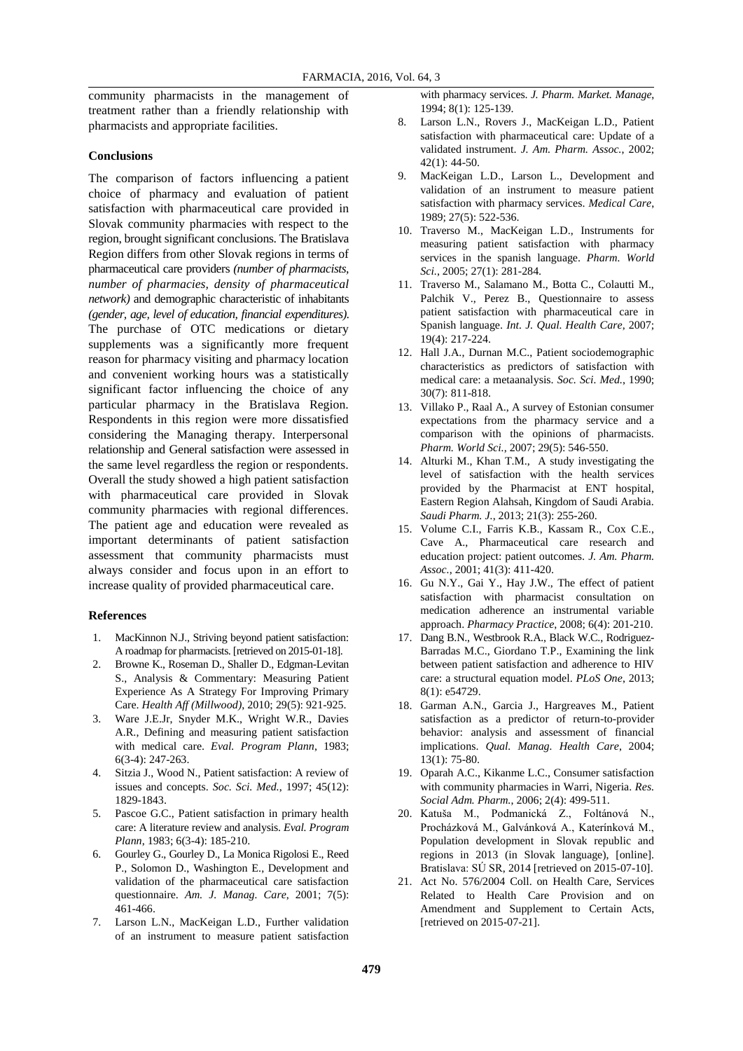community pharmacists in the management of treatment rather than a friendly relationship with pharmacists and appropriate facilities.

## Conclusions

The comparison of factors influencing a patient choice of pharmacy and evaluation of patient satisfaction with pharmaceutical care provided in Slovak community pharmacies with respect to the region, brought significant conclusions. The Bratislava Region differs from other Slovak regions in terms of pharmaceutical care providers *(number of pharmacists, number of pharmacies, density of pharmaceutical network)* and demographic characteristic of inhabitants *(gender, age, level of education, financial expenditures)*. The purchase of OTC medications or dietary supplements was a significantly more frequent reason for pharmacy visiting and pharmacy location and convenient working hours was a statistically significant factor influencing the choice of any particular pharmacy in the Bratislava Region. Respondents in this region were more dissatisfied considering the Managing therapy. Interpersonal relationship and General satisfaction were assessed in the same level regardless the region or respondents. Overall the study showed a high patient satisfaction with pharmaceutical care provided in Slovak community pharmacies with regional differences. The patient age and education were revealed as important determinants of patient satisfaction assessment that community pharmacists must always consider and focus upon in an effort to increase quality of provided pharmaceutical care.

## References

1. MacKinnon N.J., Striving beyond patient satisfaction: A roadmap for pharmacists. [retrieved on 2015-01-18].
2. Browne K., Roseman D., Shaller D., Edgman-Levitan S., Analysis & Commentary: Measuring Patient Experience As A Strategy For Improving Primary Care. *Health Aff (Millwood)*, 2010; 29(5): 921-925.
3. Ware J.E.Jr, Snyder M.K., Wright W.R., Davies A.R., Defining and measuring patient satisfaction with medical care. *Eval. Program Plann*, 1983; 6(3-4): 247-263.
4. Sitzia J., Wood N., Patient satisfaction: A review of issues and concepts. *Soc. Sci. Med.*, 1997; 45(12): 1829-1843.
5. Pascoe G.C., Patient satisfaction in primary health care: A literature review and analysis. *Eval. Program Plann*, 1983; 6(3-4): 185-210.
6. Gourley G., Gourley D., La Monica Rigolosi E., Reed P., Solomon D., Washington E., Development and validation of the pharmaceutical care satisfaction questionnaire. *Am. J. Manag. Care*, 2001; 7(5): 461-466.
7. Larson L.N., MacKeigan L.D., Further validation of an instrument to measure patient satisfaction with pharmacy services. *J. Pharm. Market. Manage*, 1994; 8(1): 125-139.
8. Larson L.N., Rovers J., MacKeigan L.D., Patient satisfaction with pharmaceutical care: Update of a validated instrument. *J. Am. Pharm. Assoc.*, 2002; 42(1): 44-50.
9. MacKeigan L.D., Larson L., Development and validation of an instrument to measure patient satisfaction with pharmacy services. *Medical Care*, 1989; 27(5): 522-536.
10. Traverso M., MacKeigan L.D., Instruments for measuring patient satisfaction with pharmacy services in the spanish language. *Pharm. World Sci.*, 2005; 27(1): 281-284.
11. Traverso M., Salamano M., Botta C., Colautti M., Palchik V., Perez B., Questionnaire to assess patient satisfaction with pharmaceutical care in Spanish language. *Int. J. Qual. Health Care*, 2007; 19(4): 217-224.
12. Hall J.A., Durnan M.C., Patient sociodemographic characteristics as predictors of satisfaction with medical care: a metaanalysis. *Soc. Sci. Med.*, 1990; 30(7): 811-818.
13. Villako P., Raal A., A survey of Estonian consumer expectations from the pharmacy service and a comparison with the opinions of pharmacists. *Pharm. World Sci.*, 2007; 29(5): 546-550.
14. Alturki M., Khan T.M., A study investigating the level of satisfaction with the health services provided by the Pharmacist at ENT hospital, Eastern Region Alahsah, Kingdom of Saudi Arabia. *Saudi Pharm. J.*, 2013; 21(3): 255-260.
15. Volume C.I., Farris K.B., Kassam R., Cox C.E., Cave A., Pharmaceutical care research and education project: patient outcomes. *J. Am. Pharm. Assoc.*, 2001; 41(3): 411-420.
16. Gu N.Y., Gai Y., Hay J.W., The effect of patient satisfaction with pharmacist consultation on medication adherence an instrumental variable approach. *Pharmacy Practice*, 2008; 6(4): 201-210.
17. Dang B.N., Westbrook R.A., Black W.C., Rodriguez-Barradas M.C., Giordano T.P., Examining the link between patient satisfaction and adherence to HIV care: a structural equation model. *PLoS One*, 2013; 8(1): e54729.
18. Garman A.N., Garcia J., Hargreaves M., Patient satisfaction as a predictor of return-to-provider behavior: analysis and assessment of financial implications. *Qual. Manag. Health Care*, 2004; 13(1): 75-80.
19. Oparah A.C., Kikanme L.C., Consumer satisfaction with community pharmacies in Warri, Nigeria. *Res. Social Adm. Pharm.*, 2006; 2(4): 499-511.
20. Katuša M., Podmanická Z., Foltánová N., Procházková M., Galvánková A., Katerínková M., Population development in Slovak republic and regions in 2013 (in Slovak language), [online]. Bratislava: SÚ SR, 2014 [retrieved on 2015-07-10].
21. Act No. 576/2004 Coll. on Health Care, Services Related to Health Care Provision and on Amendment and Supplement to Certain Acts, [retrieved on 2015-07-21].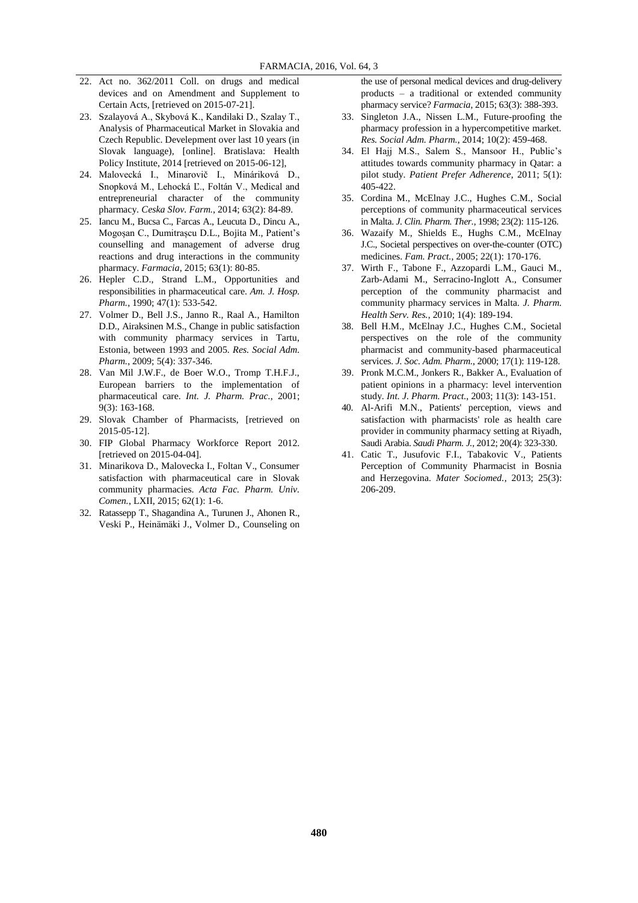22. Act no. 362/2011 Coll. on drugs and medical devices and on Amendment and Supplement to Certain Acts, [retrieved on 2015-07-21].
23. Szalayová A., Skybová K., Kandilaki D., Szalay T., Analysis of Pharmaceutical Market in Slovakia and Czech Republic. Develepment over last 10 years (in Slovak language), [online]. Bratislava: Health Policy Institute, 2014 [retrieved on 2015-06-12],
24. Malovecká I., Minarovič I., Mináriková D., Snopková M., Lehocká Ľ., Foltán V., Medical and entrepreneurial character of the community pharmacy. *Ceska Slov. Farm.*, 2014; 63(2): 84-89.
25. Iancu M., Bucsa C., Farcas A., Leucuta D., Dincu A., Mogoșan C., Dumitrașcu D.L., Bojita M., Patient's counselling and management of adverse drug reactions and drug interactions in the community pharmacy. *Farmacia*, 2015; 63(1): 80-85.
26. Hepler C.D., Strand L.M., Opportunities and responsibilities in pharmaceutical care. *Am. J. Hosp. Pharm.*, 1990; 47(1): 533-542.
27. Volmer D., Bell J.S., Janno R., Raal A., Hamilton D.D., Airaksinen M.S., Change in public satisfaction with community pharmacy services in Tartu, Estonia, between 1993 and 2005. *Res. Social Adm. Pharm.*, 2009; 5(4): 337-346.
28. Van Mil J.W.F., de Boer W.O., Tromp T.H.F.J., European barriers to the implementation of pharmaceutical care. *Int. J. Pharm. Prac.*, 2001; 9(3): 163-168.
29. Slovak Chamber of Pharmacists, [retrieved on 2015-05-12].
30. FIP Global Pharmacy Workforce Report 2012. [retrieved on 2015-04-04].
31. Minarikova D., Malovecka I., Foltan V., Consumer satisfaction with pharmaceutical care in Slovak community pharmacies. *Acta Fac. Pharm. Univ. Comen.*, LXII, 2015; 62(1): 1-6.
32. Ratassepp T., Shagandina A., Turunen J., Ahonen R., Veski P., Heinämäki J., Volmer D., Counseling on the use of personal medical devices and drug-delivery products – a traditional or extended community pharmacy service? *Farmacia*, 2015; 63(3): 388-393.
33. Singleton J.A., Nissen L.M., Future-proofing the pharmacy profession in a hypercompetitive market. *Res. Social Adm. Pharm.*, 2014; 10(2): 459-468.
34. El Hajj M.S., Salem S., Mansoor H., Public's attitudes towards community pharmacy in Qatar: a pilot study. *Patient Prefer Adherence*, 2011; 5(1): 405-422.
35. Cordina M., McElnay J.C., Hughes C.M., Social perceptions of community pharmaceutical services in Malta. *J. Clin. Pharm. Ther.*, 1998; 23(2): 115-126.
36. Wazaify M., Shields E., Hughs C.M., McElnay J.C., Societal perspectives on over-the-counter (OTC) medicines. *Fam. Pract.*, 2005; 22(1): 170-176.
37. Wirth F., Tabone F., Azzopardi L.M., Gauci M., Zarb-Adami M., Serracino-Inglott A., Consumer perception of the community pharmacist and community pharmacy services in Malta. *J. Pharm. Health Serv. Res.*, 2010; 1(4): 189-194.
38. Bell H.M., McElnay J.C., Hughes C.M., Societal perspectives on the role of the community pharmacist and community-based pharmaceutical services. *J. Soc. Adm. Pharm.*, 2000; 17(1): 119-128.
39. Pronk M.C.M., Jonkers R., Bakker A., Evaluation of patient opinions in a pharmacy: level intervention study. *Int. J. Pharm. Pract.*, 2003; 11(3): 143-151.
40. Al-Arifi M.N., Patients' perception, views and satisfaction with pharmacists' role as health care provider in community pharmacy setting at Riyadh, Saudi Arabia. *Saudi Pharm. J.*, 2012; 20(4): 323-330.
41. Catic T., Jusufovic F.I., Tabakovic V., Patients Perception of Community Pharmacist in Bosnia and Herzegovina. *Mater Sociomed.*, 2013; 25(3): 206-209.